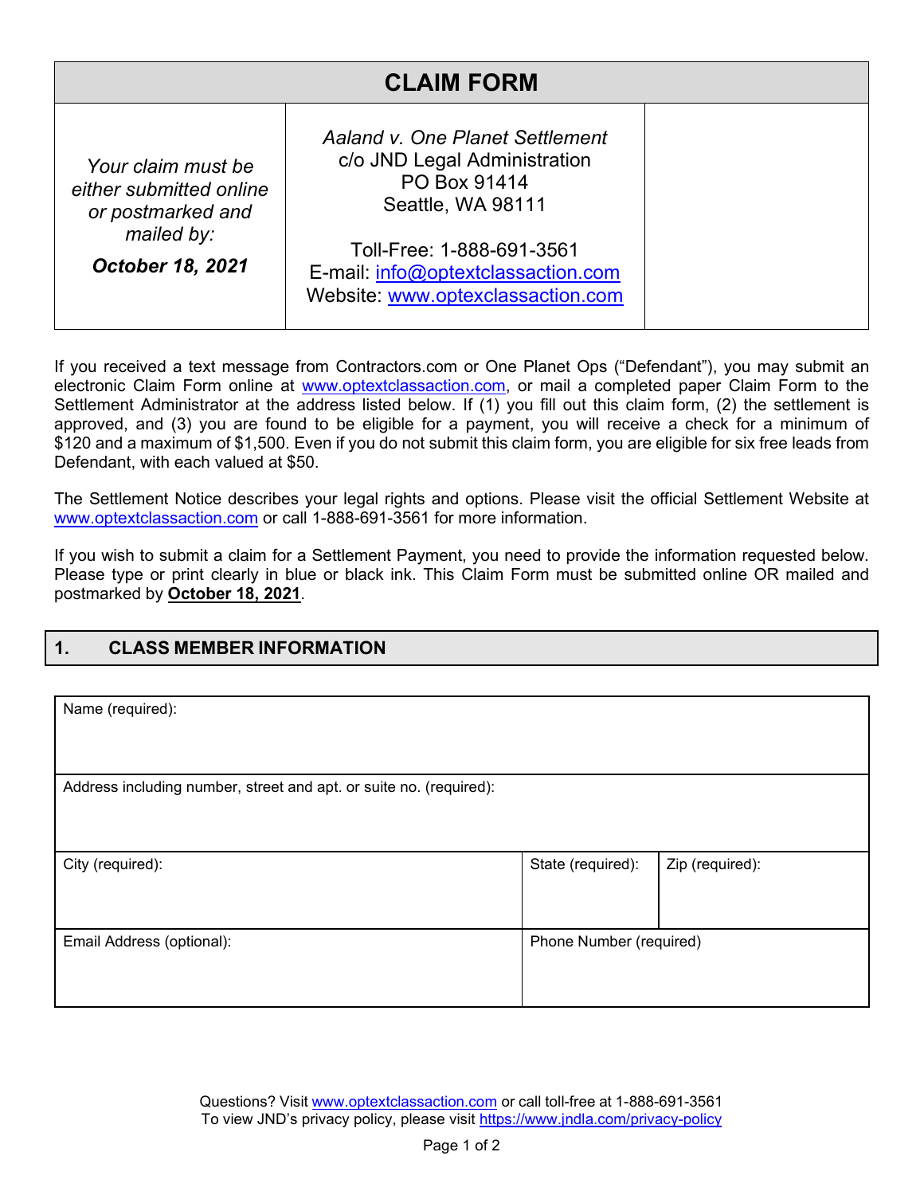# CLAIM FORM

| *Your claim must be either submitted online or postmarked and mailed by:* ***October 18, 2021*** | *Aaland v. One Planet Settlement* c/o JND Legal Administration PO Box 91414 Seattle, WA 98111 Toll-Free: 1-888-691-3561 E-mail: info@optextclassaction.com Website: www.optexclassaction.com | |
|---|---|---|

If you received a text message from Contractors.com or One Planet Ops ("Defendant"), you may submit an electronic Claim Form online at www.optextclassaction.com, or mail a completed paper Claim Form to the Settlement Administrator at the address listed below. If (1) you fill out this claim form, (2) the settlement is approved, and (3) you are found to be eligible for a payment, you will receive a check for a minimum of $120 and a maximum of $1,500. Even if you do not submit this claim form, you are eligible for six free leads from Defendant, with each valued at $50.

The Settlement Notice describes your legal rights and options. Please visit the official Settlement Website at www.optextclassaction.com or call 1-888-691-3561 for more information.

If you wish to submit a claim for a Settlement Payment, you need to provide the information requested below. Please type or print clearly in blue or black ink. This Claim Form must be submitted online OR mailed and postmarked by **October 18, 2021**.

## 1. CLASS MEMBER INFORMATION

| Name (required): | | |
|---|---|---|
| Address including number, street and apt. or suite no. (required): | | |
| City (required): | State (required): | Zip (required): |
| Email Address (optional): | Phone Number (required) | |

Questions? Visit www.optextclassaction.com or call toll-free at 1-888-691-3561
To view JND's privacy policy, please visit https://www.jndla.com/privacy-policy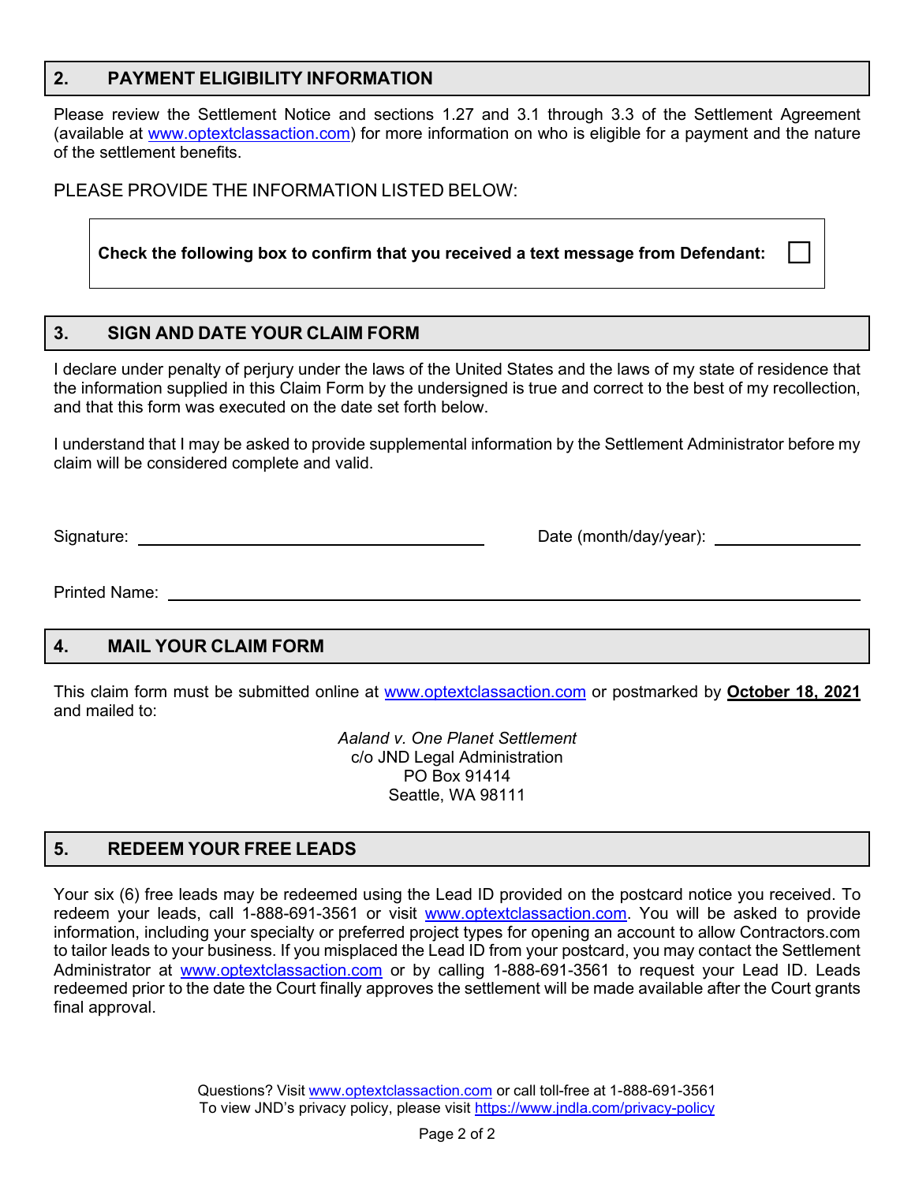## 2. PAYMENT ELIGIBILITY INFORMATION

Please review the Settlement Notice and sections 1.27 and 3.1 through 3.3 of the Settlement Agreement (available at www.optextclassaction.com) for more information on who is eligible for a payment and the nature of the settlement benefits.

PLEASE PROVIDE THE INFORMATION LISTED BELOW:

**Check the following box to confirm that you received a text message from Defendant:** ☐

## 3. SIGN AND DATE YOUR CLAIM FORM

I declare under penalty of perjury under the laws of the United States and the laws of my state of residence that the information supplied in this Claim Form by the undersigned is true and correct to the best of my recollection, and that this form was executed on the date set forth below.

I understand that I may be asked to provide supplemental information by the Settlement Administrator before my claim will be considered complete and valid.

Signature: ______________________________ Date (month/day/year): ________________

Printed Name: ______________________________________________

## 4. MAIL YOUR CLAIM FORM

This claim form must be submitted online at www.optextclassaction.com or postmarked by **October 18, 2021** and mailed to:

*Aaland v. One Planet Settlement*
c/o JND Legal Administration
PO Box 91414
Seattle, WA 98111

## 5. REDEEM YOUR FREE LEADS

Your six (6) free leads may be redeemed using the Lead ID provided on the postcard notice you received. To redeem your leads, call 1-888-691-3561 or visit www.optextclassaction.com. You will be asked to provide information, including your specialty or preferred project types for opening an account to allow Contractors.com to tailor leads to your business. If you misplaced the Lead ID from your postcard, you may contact the Settlement Administrator at www.optextclassaction.com or by calling 1-888-691-3561 to request your Lead ID. Leads redeemed prior to the date the Court finally approves the settlement will be made available after the Court grants final approval.

Questions? Visit www.optextclassaction.com or call toll-free at 1-888-691-3561
To view JND's privacy policy, please visit https://www.jndla.com/privacy-policy